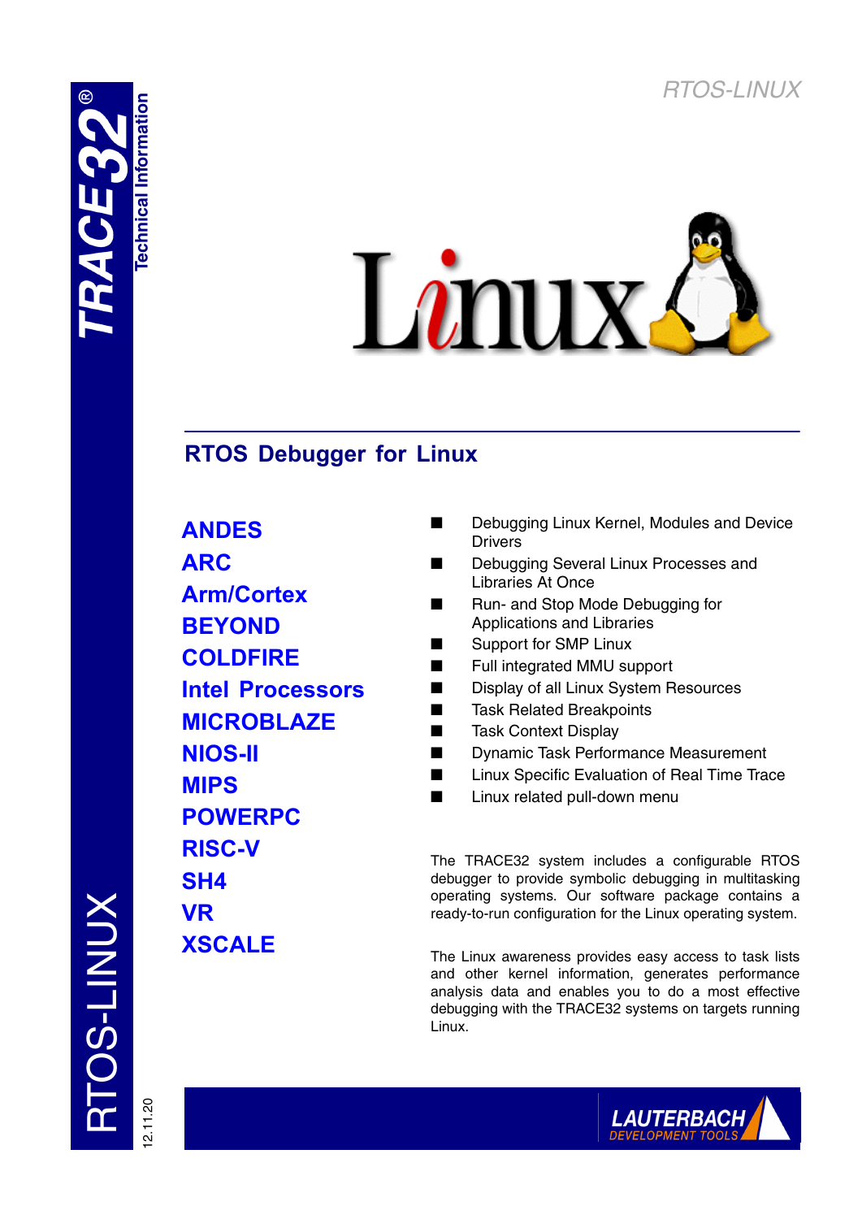# RTOS Debugger for Linux

**ANDES**
**ARC**
**Arm/Cortex**
**BEYOND**
**COLDFIRE**
**Intel Processors**
**MICROBLAZE**
**NIOS-II**
**MIPS**
**POWERPC**
**RISC-V**
**SH4**
**VR**
**XSCALE**

- Debugging Linux Kernel, Modules and Device Drivers
- Debugging Several Linux Processes and Libraries At Once
- Run- and Stop Mode Debugging for Applications and Libraries
- Support for SMP Linux
- Full integrated MMU support
- Display of all Linux System Resources
- Task Related Breakpoints
- Task Context Display
- Dynamic Task Performance Measurement
- Linux Specific Evaluation of Real Time Trace
- Linux related pull-down menu

The TRACE32 system includes a configurable RTOS debugger to provide symbolic debugging in multitasking operating systems. Our software package contains a ready-to-run configuration for the Linux operating system.

The Linux awareness provides easy access to task lists and other kernel information, generates performance analysis data and enables you to do a most effective debugging with the TRACE32 systems on targets running Linux.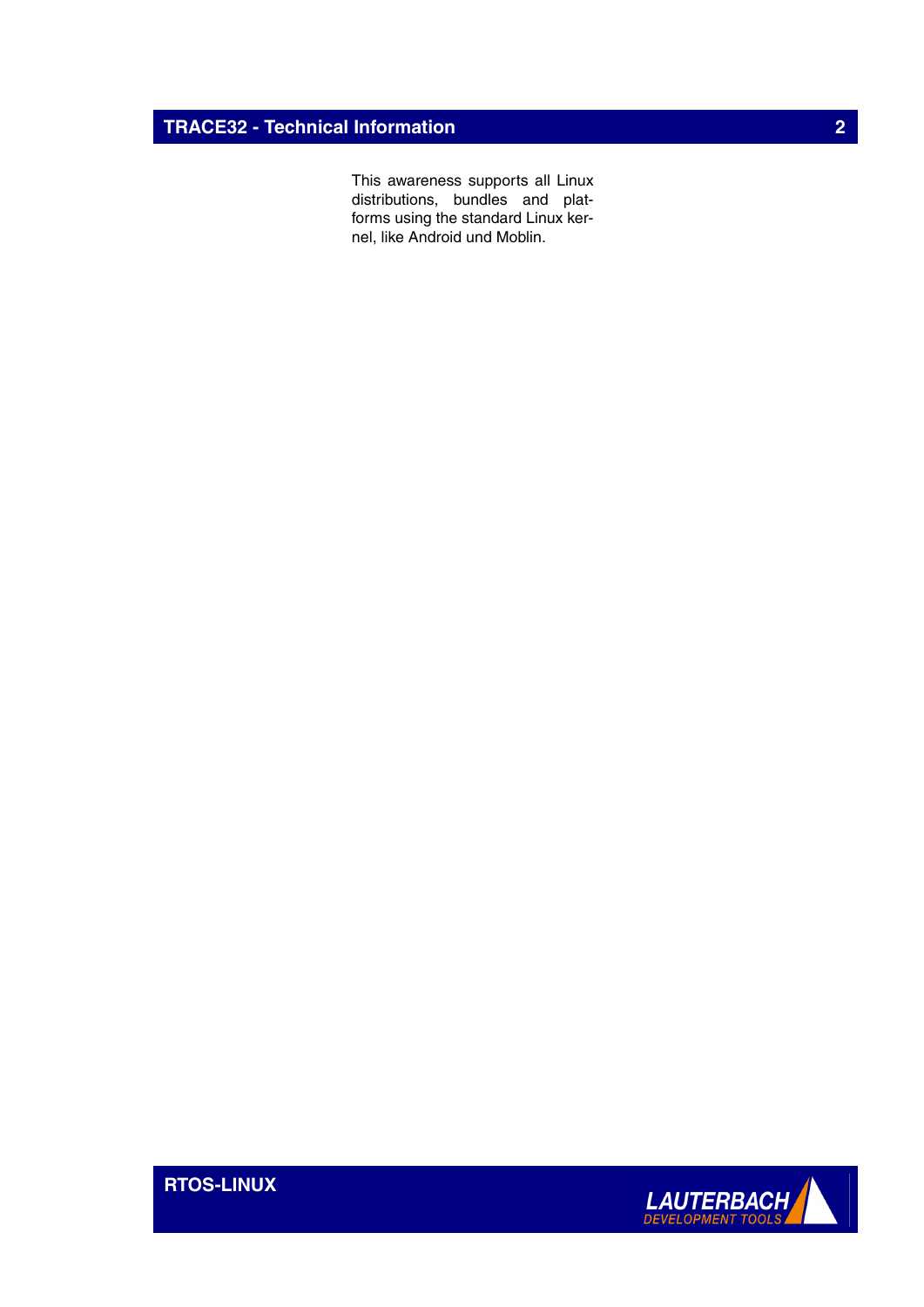This awareness supports all Linux distributions, bundles and platforms using the standard Linux kernel, like Android und Moblin.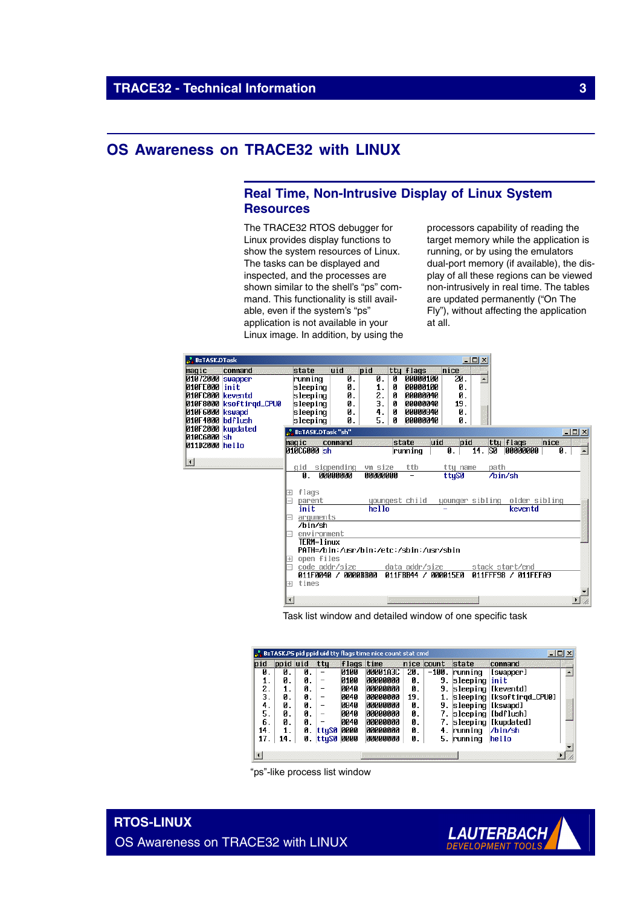# OS Awareness on TRACE32 with LINUX

## Real Time, Non-Intrusive Display of Linux System Resources

The TRACE32 RTOS debugger for Linux provides display functions to show the system resources of Linux. The tasks can be displayed and inspected, and the processes are shown similar to the shell's "ps" command. This functionality is still available, even if the system's "ps" application is not available in your Linux image. In addition, by using the processors capability of reading the target memory while the application is running, or by using the emulators dual-port memory (if available), the display of all these resources can be viewed non-intrusively in real time. The tables are updated permanently ("On The Fly"), without affecting the application at all.

Task list window and detailed window of one specific task

"ps"-like process list window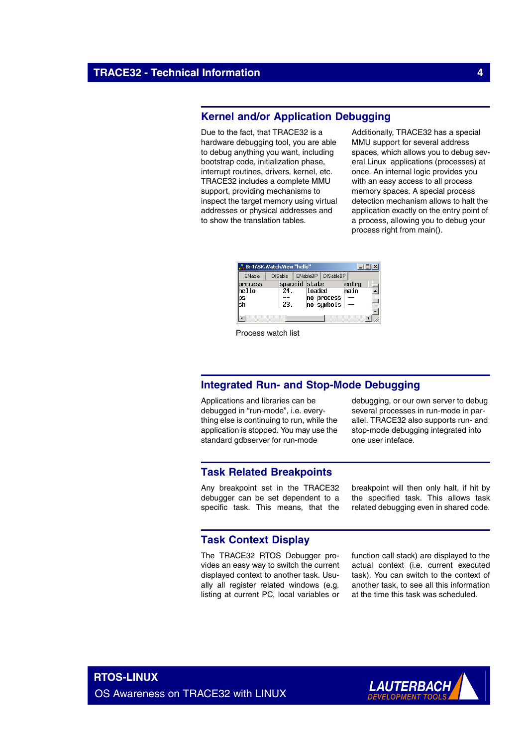## Kernel and/or Application Debugging

Due to the fact, that TRACE32 is a hardware debugging tool, you are able to debug anything you want, including bootstrap code, initialization phase, interrupt routines, drivers, kernel, etc. TRACE32 includes a complete MMU support, providing mechanisms to inspect the target memory using virtual addresses or physical addresses and to show the translation tables.

Additionally, TRACE32 has a special MMU support for several address spaces, which allows you to debug several Linux applications (processes) at once. An internal logic provides you with an easy access to all process memory spaces. A special process detection mechanism allows to halt the application exactly on the entry point of a process, allowing you to debug your process right from main().

| process | spaceid | state | entry |
|---|---|---|---|
| hello | 24. | loaded | main |
| ps | -- | no process | -- |
| sh | 23. | no symbols | -- |

Process watch list

## Integrated Run- and Stop-Mode Debugging

Applications and libraries can be debugged in “run-mode”, i.e. everything else is continuing to run, while the application is stopped. You may use the standard gdbserver for run-mode debugging, or our own server to debug several processes in run-mode in parallel. TRACE32 also supports run- and stop-mode debugging integrated into one user inteface.

## Task Related Breakpoints

Any breakpoint set in the TRACE32 debugger can be set dependent to a specific task. This means, that the breakpoint will then only halt, if hit by the specified task. This allows task related debugging even in shared code.

## Task Context Display

The TRACE32 RTOS Debugger provides an easy way to switch the current displayed context to another task. Usually all register related windows (e.g. listing at current PC, local variables or function call stack) are displayed to the actual context (i.e. current executed task). You can switch to the context of another task, to see all this information at the time this task was scheduled.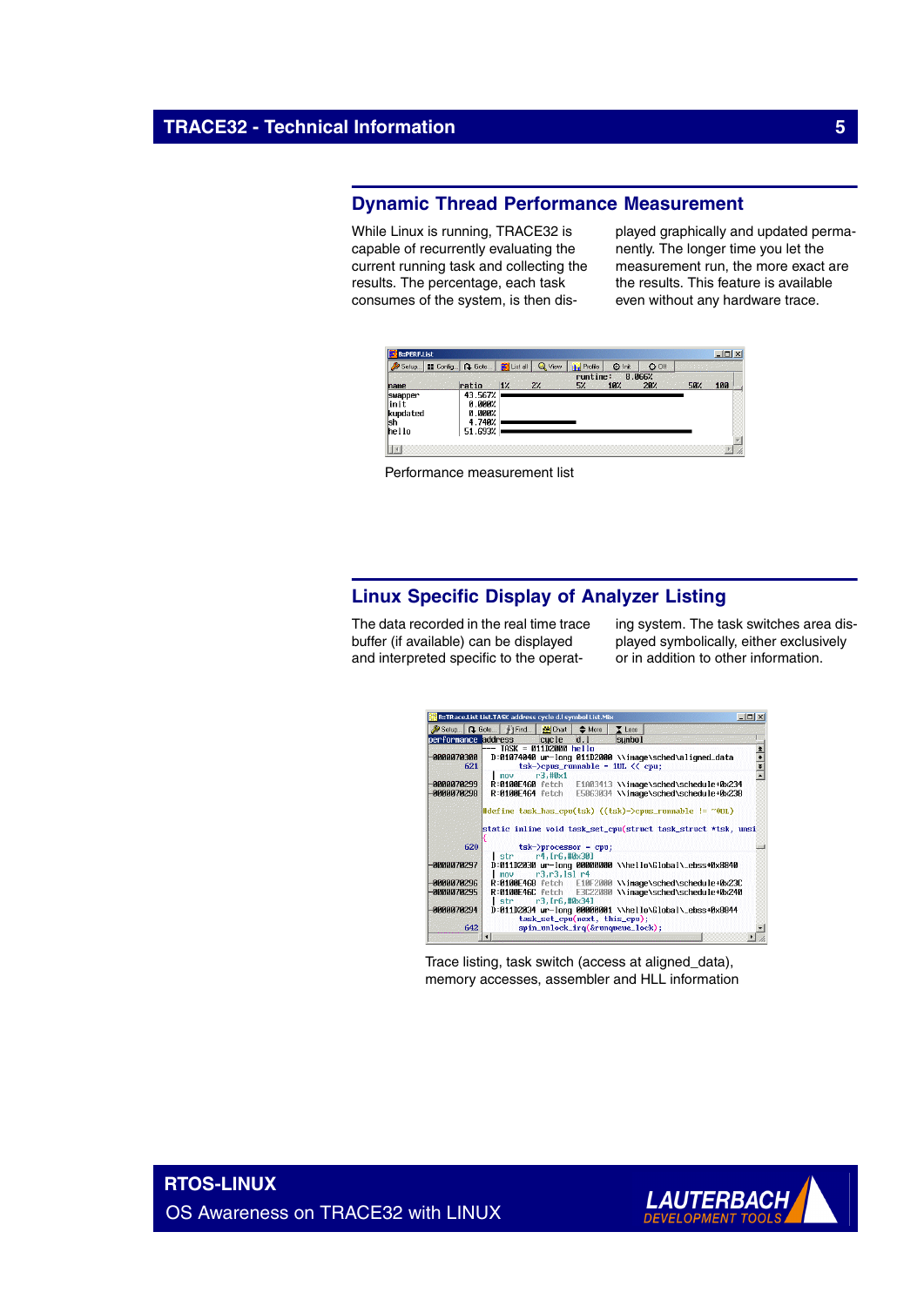## Dynamic Thread Performance Measurement

While Linux is running, TRACE32 is capable of recurrently evaluating the current running task and collecting the results. The percentage, each task consumes of the system, is then displayed graphically and updated permanently. The longer time you let the measurement run, the more exact are the results. This feature is available even without any hardware trace.

Performance measurement list

## Linux Specific Display of Analyzer Listing

The data recorded in the real time trace buffer (if available) can be displayed and interpreted specific to the operating system. The task switches area displayed symbolically, either exclusively or in addition to other information.

Trace listing, task switch (access at aligned_data), memory accesses, assembler and HLL information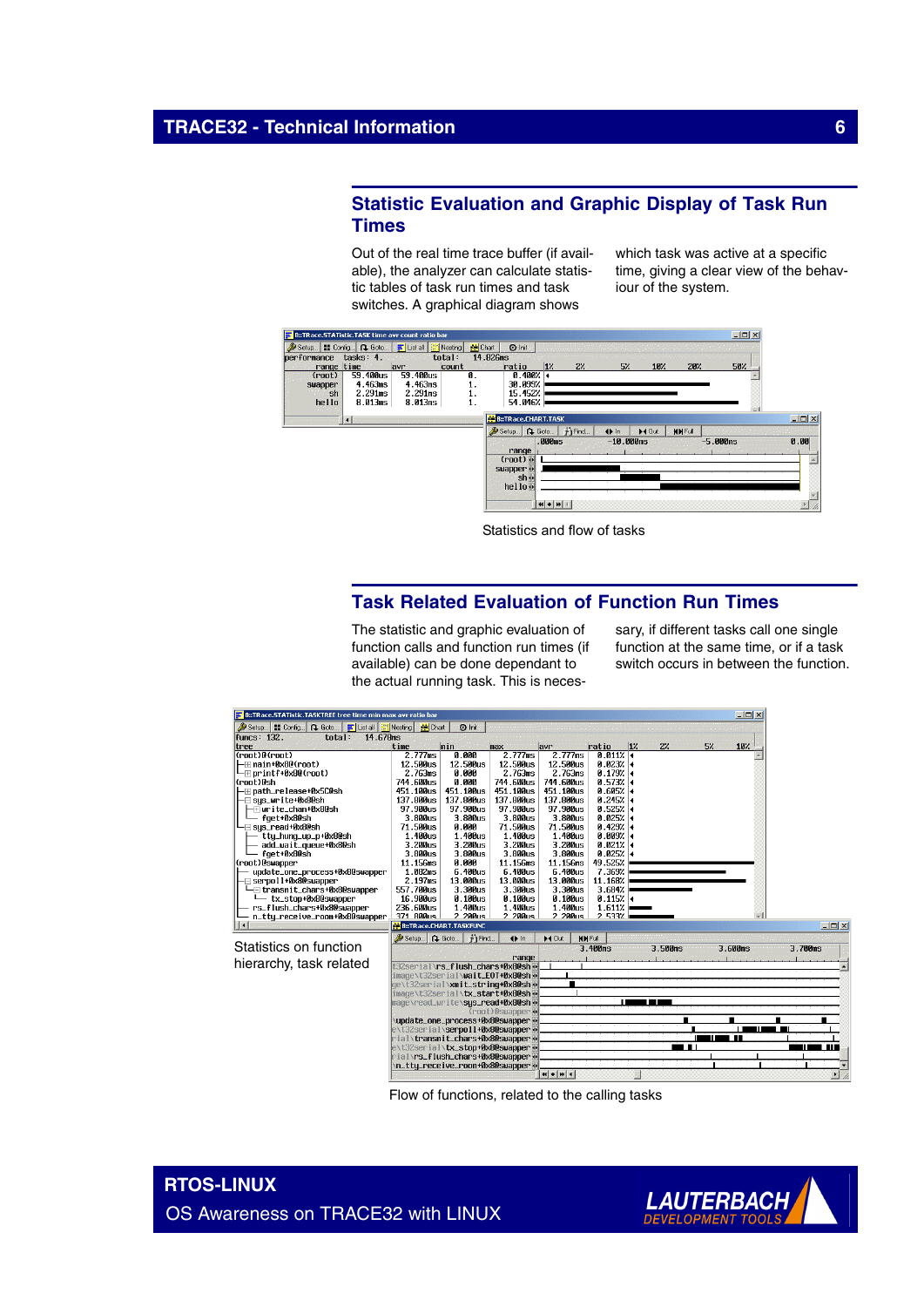## Statistic Evaluation and Graphic Display of Task Run Times

Out of the real time trace buffer (if available), the analyzer can calculate statistic tables of task run times and task switches. A graphical diagram shows which task was active at a specific time, giving a clear view of the behaviour of the system.

Statistics and flow of tasks

## Task Related Evaluation of Function Run Times

The statistic and graphic evaluation of function calls and function run times (if available) can be done dependant to the actual running task. This is necessary, if different tasks call one single function at the same time, or if a task switch occurs in between the function.

Statistics on function hierarchy, task related

Flow of functions, related to the calling tasks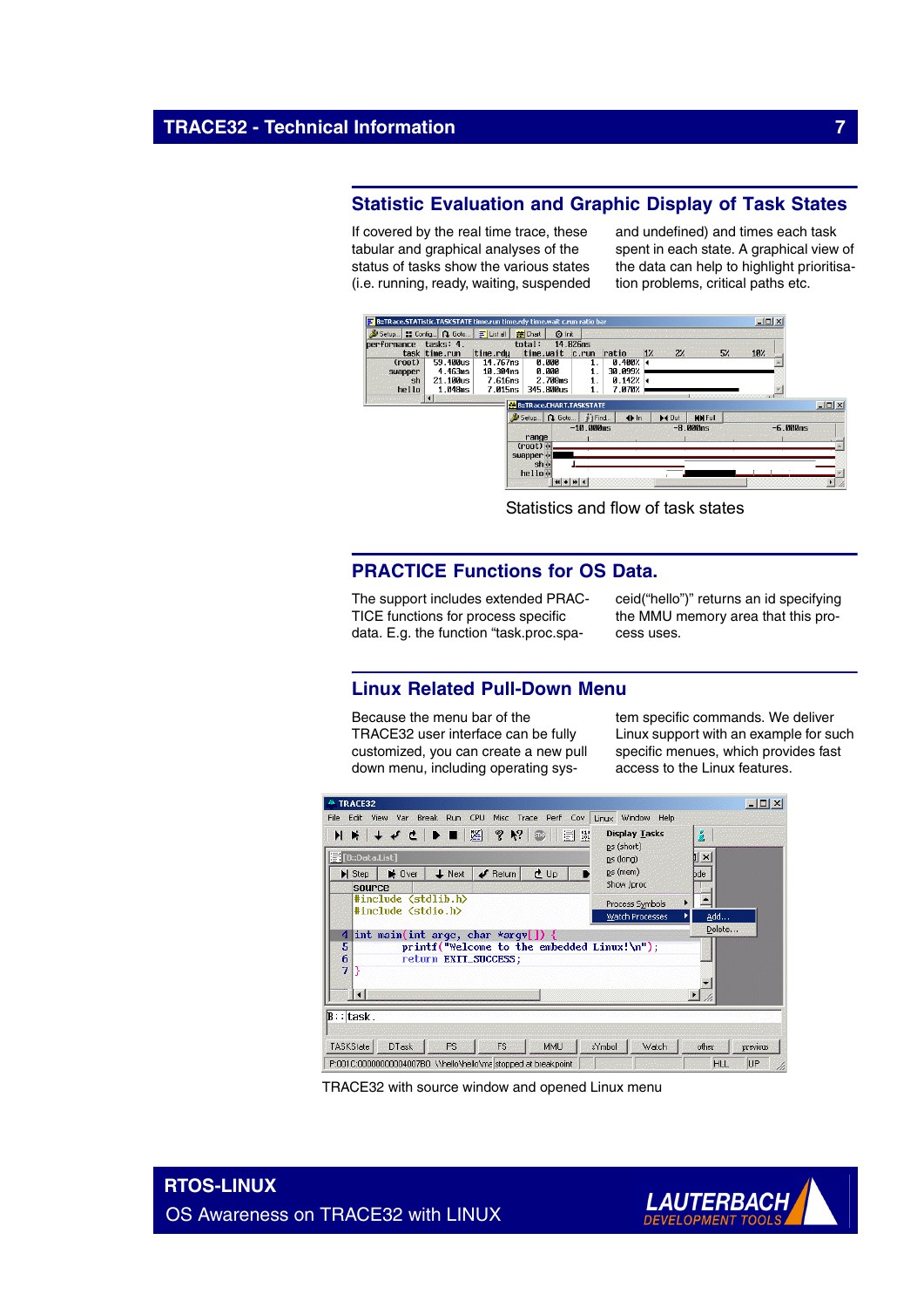## Statistic Evaluation and Graphic Display of Task States

If covered by the real time trace, these tabular and graphical analyses of the status of tasks show the various states (i.e. running, ready, waiting, suspended and undefined) and times each task spent in each state. A graphical view of the data can help to highlight prioritisation problems, critical paths etc.

Statistics and flow of task states

## PRACTICE Functions for OS Data.

The support includes extended PRACTICE functions for process specific data. E.g. the function "task.proc.spaceid("hello")" returns an id specifying the MMU memory area that this process uses.

## Linux Related Pull-Down Menu

Because the menu bar of the TRACE32 user interface can be fully customized, you can create a new pull down menu, including operating system specific commands. We deliver Linux support with an example for such specific menues, which provides fast access to the Linux features.

TRACE32 with source window and opened Linux menu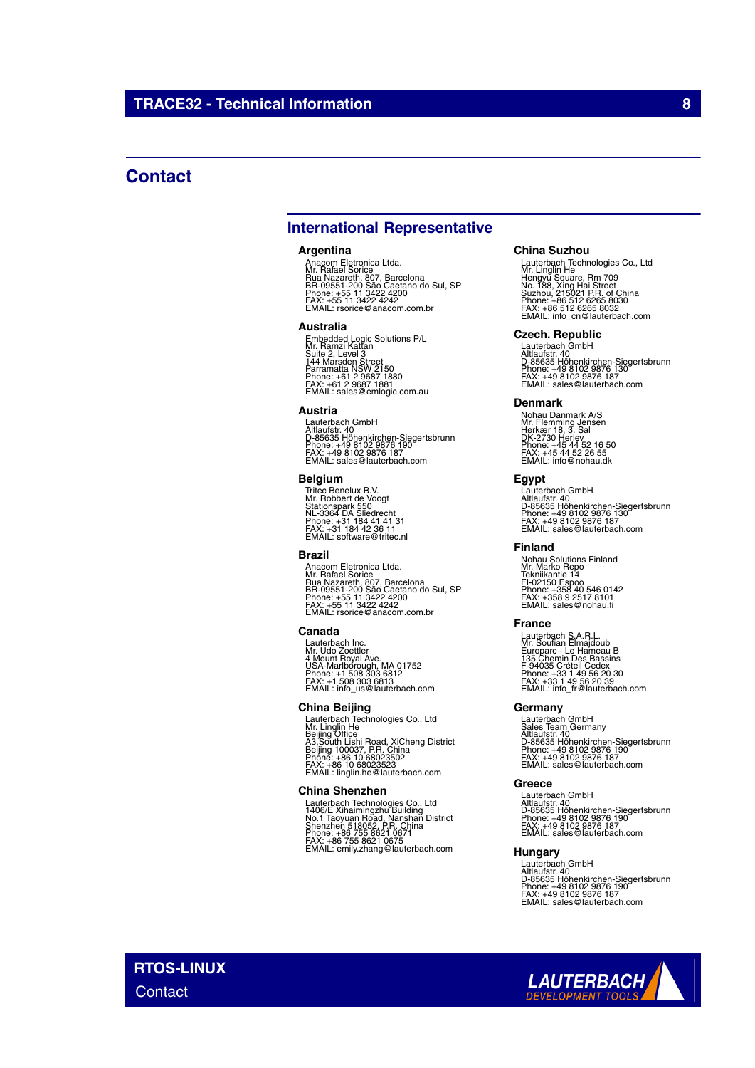## Contact

### International Representative

**Argentina**
Anacom Eletronica Ltda.
Mr. Rafael Sorice
Rua Nazareth, 807, Barcelona
BR-09551-200 São Caetano do Sul, SP
Phone: +55 11 3422 4200
FAX: +55 11 3422 4242
EMAIL: rsorice@anacom.com.br

**Australia**
Embedded Logic Solutions P/L
Mr. Ramzi Kattan
Suite 2, Level 3
144 Marsden Street
Parramatta NSW 2150
Phone: +61 2 9687 1880
FAX: +61 2 9687 1881
EMAIL: sales@emlogic.com.au

**Austria**
Lauterbach GmbH
Altlaufstr. 40
D-85635 Höhenkirchen-Siegertsbrunn
Phone: +49 8102 9876 190
FAX: +49 8102 9876 187
EMAIL: sales@lauterbach.com

**Belgium**
Tritec Benelux B.V.
Mr. Robbert de Voogt
Stationspark 550
NL-3364 DA Sliedrecht
Phone: +31 184 41 41 31
FAX: +31 184 42 36 11
EMAIL: software@tritec.nl

**Brazil**
Anacom Eletronica Ltda.
Mr. Rafael Sorice
Rua Nazareth, 807, Barcelona
BR-09551-200 São Caetano do Sul, SP
Phone: +55 11 3422 4200
FAX: +55 11 3422 4242
EMAIL: rsorice@anacom.com.br

**Canada**
Lauterbach Inc.
Mr. Udo Zoettler
4 Mount Royal Ave.
USA-Marlborough, MA 01752
Phone: +1 508 303 6812
FAX: +1 508 303 6813
EMAIL: info_us@lauterbach.com

**China Beijing**
Lauterbach Technologies Co., Ltd
Mr. Linglin He
Beijing Office
A3,South Lishi Road, XiCheng District
Beijing 100037, P.R. China
Phone: +86 10 68023502
FAX: +86 10 68023523
EMAIL: linglin.he@lauterbach.com

**China Shenzhen**
Lauterbach Technologies Co., Ltd
1406/E Xihaimingzhu Building
No.1 Taoyuan Road, Nanshan District
Shenzhen 518052, P.R. China
Phone: +86 755 8621 0671
FAX: +86 755 8621 0675
EMAIL: emily.zhang@lauterbach.com

**China Suzhou**
Lauterbach Technologies Co., Ltd
Mr. Linglin He
Hengyu Square, Rm 709
No. 188, Xing Hai Street
Suzhou, 215021 P.R. of China
Phone: +86 512 6265 8030
FAX: +86 512 6265 8032
EMAIL: info_cn@lauterbach.com

**Czech. Republic**
Lauterbach GmbH
Altlaufstr. 40
D-85635 Höhenkirchen-Siegertsbrunn
Phone: +49 8102 9876 130
FAX: +49 8102 9876 187
EMAIL: sales@lauterbach.com

**Denmark**
Nohau Danmark A/S
Mr. Flemming Jensen
Hørkær 18, 3. Sal
DK-2730 Herlev
Phone: +45 44 52 16 50
FAX: +45 44 52 26 55
EMAIL: info@nohau.dk

**Egypt**
Lauterbach GmbH
Altlaufstr. 40
D-85635 Höhenkirchen-Siegertsbrunn
Phone: +49 8102 9876 130
FAX: +49 8102 9876 187
EMAIL: sales@lauterbach.com

**Finland**
Nohau Solutions Finland
Mr. Marko Repo
Tekniikantie 14
FI-02150 Espoo
Phone: +358 40 546 0142
FAX: +358 9 2517 8101
EMAIL: sales@nohau.fi

**France**
Lauterbach S.A.R.L.
Mr. Soufian Elmajdoub
Europarc - Le Hameau B
135 Chemin Des Bassins
F-94035 Créteil Cedex
Phone: +33 1 49 56 20 30
FAX: +33 1 49 56 20 39
EMAIL: info_fr@lauterbach.com

**Germany**
Lauterbach GmbH
Sales Team Germany
Altlaufstr. 40
D-85635 Höhenkirchen-Siegertsbrunn
Phone: +49 8102 9876 190
FAX: +49 8102 9876 187
EMAIL: sales@lauterbach.com

**Greece**
Lauterbach GmbH
Altlaufstr. 40
D-85635 Höhenkirchen-Siegertsbrunn
Phone: +49 8102 9876 190
FAX: +49 8102 9876 187
EMAIL: sales@lauterbach.com

**Hungary**
Lauterbach GmbH
Altlaufstr. 40
D-85635 Höhenkirchen-Siegertsbrunn
Phone: +49 8102 9876 190
FAX: +49 8102 9876 187
EMAIL: sales@lauterbach.com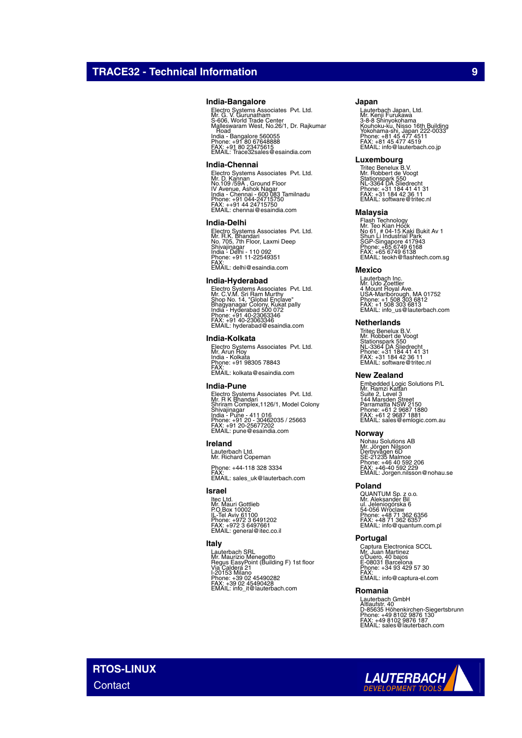## India-Bangalore

Electro Systems Associates Pvt. Ltd.
Mr. G. V. Gurunatham
S-606, World Trade Center
Malleswaram West, No.26/1, Dr. Rajkumar Road
India - Bangalore 560055
Phone: +91 80 67648888
FAX: +91 80 23475615
EMAIL: Trace32sales@esaindia.com

## India-Chennai

Electro Systems Associates Pvt. Ltd.
Mr. D. Kannan
No.109 /59A , Ground Floor
IV Avenue, Ashok Nagar
India - Chennai - 600 083 Tamilnadu
Phone: +91 044-24715750
FAX: ++91 44 24715750
EMAIL: chennai@esaindia.com

## India-Delhi

Electro Systems Associates Pvt. Ltd.
Mr. R.K. Bhandari
No. 705, 7th Floor, Laxmi Deep
Shivajinagar
India - Delhi - 110 092
Phone: +91 11-22549351
FAX:
EMAIL: delhi@esaindia.com

## India-Hyderabad

Electro Systems Associates Pvt. Ltd.
Mr. C.V.M. Sri Ram Murthy
Shop No. 14, "Global Enclave"
Bhagyanagar Colony, Kukat pally
India - Hyderabad 500 072
Phone: +91 40-23063346
FAX: +91 40-23063346
EMAIL: hyderabad@esaindia.com

## India-Kolkata

Electro Systems Associates Pvt. Ltd.
Mr. Arun Roy
India - Kolkata
Phone: +91 98305 78843
FAX:
EMAIL: kolkata@esaindia.com

## India-Pune

Electro Systems Associates Pvt. Ltd.
Mr. R K Bhandari
Shriram Complex,1126/1, Model Colony
Shivajinagar
India - Pune - 411 016
Phone: +91 20 - 30462035 / 25663
FAX: +91 20-25677202
EMAIL: pune@esaindia.com

## Ireland

Lauterbach Ltd.
Mr. Richard Copeman

Phone: +44-118 328 3334
FAX:
EMAIL: sales_uk@lauterbach.com

## Israel

Itec Ltd.
Mr. Mauri Gottlieb
P.O.Box 10002
IL-Tel Aviv 61100
Phone: +972 3 6491202
FAX: +972 3 6497661
EMAIL: general@itec.co.il

## Italy

Lauterbach SRL
Mr. Maurizio Menegotto
Regus EasyPoint (Building F) 1st floor
Via Caldera 21
I-20153 Milano
Phone: +39 02 45490282
FAX: +39 02 45490428
EMAIL: info_it@lauterbach.com

## Japan

Lauterbach Japan, Ltd.
Mr. Kenji Furukawa
3-8-8 Shinyokohama
Kouhoku-ku, Nisso 16th Building
Yokohama-shi, Japan 222-0033
Phone: +81 45 477 4511
FAX: +81 45 477 4519
EMAIL: info@lauterbach.co.jp

## Luxembourg

Tritec Benelux B.V.
Mr. Robbert de Voogt
Stationspark 550
NL-3364 DA Sliedrecht
Phone: +31 184 41 41 31
FAX: +31 184 42 36 11
EMAIL: software@tritec.nl

## Malaysia

Flash Technology
Mr. Teo Kian Hock
No 61, # 04-15 Kaki Bukit Av 1
Shun Li Industrial Park
SGP-Singapore 417943
Phone: +65 6749 6168
FAX: +65 6749 6138
EMAIL: teokh@flashtech.com.sg

## Mexico

Lauterbach Inc.
Mr. Udo Zoettler
4 Mount Royal Ave.
USA-Marlborough, MA 01752
Phone: +1 508 303 6812
FAX: +1 508 303 6813
EMAIL: info_us@lauterbach.com

## Netherlands

Tritec Benelux B.V.
Mr. Robbert de Voogt
Stationspark 550
NL-3364 DA Sliedrecht
Phone: +31 184 41 41 31
FAX: +31 184 42 36 11
EMAIL: software@tritec.nl

## New Zealand

Embedded Logic Solutions P/L
Mr. Ramzi Kattan
Suite 2, Level 3
144 Marsden Street
Parramatta NSW 2150
Phone: +61 2 9687 1880
FAX: +61 2 9687 1881
EMAIL: sales@emlogic.com.au

## Norway

Nohau Solutions AB
Mr. Jörgen Nilsson
Derbyvägen 6D
SE-21235 Malmoe
Phone: +46 40 592 206
FAX: +46-40 592 229
EMAIL: Jorgen.nilsson@nohau.se

## Poland

QUANTUM Sp. z o.o.
Mr. Aleksander Bil
ul. Jeleniogórska 6
54-056 Wroclaw
Phone: +48 71 362 6356
FAX: +48 71 362 6357
EMAIL: info@quantum.com.pl

## Portugal

Captura Electronica SCCL
Mr. Juan Martinez
c/Duero, 40 bajos
E-08031 Barcelona
Phone: +34 93 429 57 30
FAX:
EMAIL: info@captura-el.com

## Romania

Lauterbach GmbH
Altlaufstr. 40
D-85635 Höhenkirchen-Siegertsbrunn
Phone: +49 8102 9876 130
FAX: +49 8102 9876 187
EMAIL: sales@lauterbach.com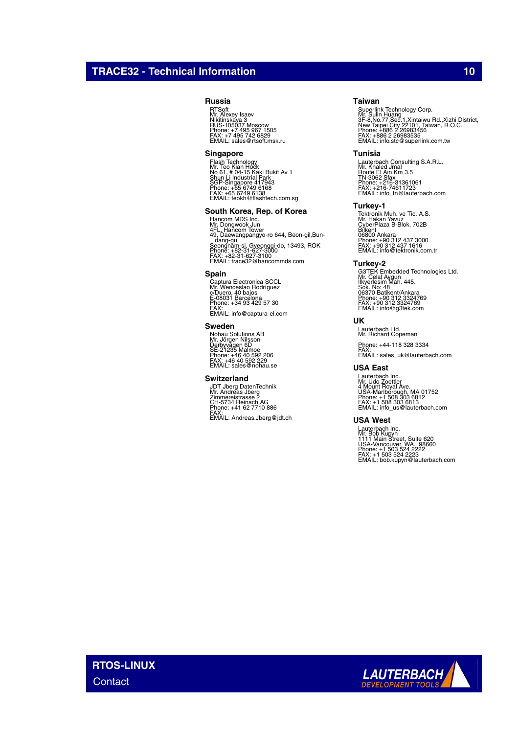## Russia

RTSoft
Mr. Alexey Isaev
Nikitinskaya 3
RUS-105037 Moscow
Phone: +7 495 967 1505
FAX: +7 495 742 6829
EMAIL: sales@rtsoft.msk.ru

## Singapore

Flash Technology
Mr. Teo Kian Hock
No 61, # 04-15 Kaki Bukit Av 1
Shun Li Industrial Park
SGP-Singapore 417943
Phone: +65 6749 6168
FAX: +65 6749 6138
EMAIL: teokh@flashtech.com.sg

## South Korea, Rep. of Korea

Hancom MDS Inc.
Mr. Dongwook Jun
4FL, Hancom Tower
49, Daewangpangyo-ro 644, Beon-gil,Bun-dang-gu
Seongnam-si, Gyeonggi-do, 13493, ROK
Phone: +82-31-627-3000
FAX: +82-31-627-3100
EMAIL: trace32@hancommds.com

## Spain

Captura Electronica SCCL
Mr. Wenceslao Rodriguez
c/Duero, 40 bajos
E-08031 Barcelona
Phone: +34 93 429 57 30
FAX:
EMAIL: info@captura-el.com

## Sweden

Nohau Solutions AB
Mr. Jörgen Nilsson
Derbyvägen 6D
SE-21235 Malmoe
Phone: +46 40 592 206
FAX: +46 40 592 229
EMAIL: sales@nohau.se

## Switzerland

JDT Jberg DatenTechnik
Mr. Andreas Jberg
Zimmereistrasse 2
CH-5734 Reinach AG
Phone: +41 62 7710 886
FAX:
EMAIL: Andreas.Jberg@jdt.ch

## Taiwan

Superlink Technology Corp.
Mr. Sulin Huang
3F-8,No.77,Sec.1,Xintaiwu Rd.,Xizhi District,
New Taipei City 22101, Taiwan, R.O.C.
Phone: +886 2 26983456
FAX: +886 2 26983535
EMAIL: info.stc@superlink.com.tw

## Tunisia

Lauterbach Consulting S.A.R.L.
Mr. Khaled Jmal
Route El Ain Km 3.5
TN-3062 Sfax
Phone: +216-31361061
FAX: +216-74611723
EMAIL: info_tn@lauterbach.com

## Turkey-1

Tektronik Muh. ve Tic. A.S.
Mr. Hakan Yavuz
CyberPlaza B-Blok, 702B
Bilkent
06800 Ankara
Phone: +90 312 437 3000
FAX: +90 312 437 1616
EMAIL: info@tektronik.com.tr

## Turkey-2

G3TEK Embedded Technologies Ltd.
Mr. Celal Aygun
Ilkyerlesim Mah. 445.
Sok. No: 48
06370 Batikent/Ankara
Phone: +90 312 3324769
FAX: +90 312 3324769
EMAIL: info@g3tek.com

## UK

Lauterbach Ltd.
Mr. Richard Copeman

Phone: +44-118 328 3334
FAX:
EMAIL: sales_uk@lauterbach.com

## USA East

Lauterbach Inc.
Mr. Udo Zoettler
4 Mount Royal Ave.
USA-Marlborough, MA 01752
Phone: +1 508 303 6812
FAX: +1 508 303 6813
EMAIL: info_us@lauterbach.com

## USA West

Lauterbach Inc.
Mr. Bob Kupyn
1111 Main Street, Suite 620
USA-Vancouver, WA, 98660
Phone: +1 503 524 2222
FAX: +1 503 524 2223
EMAIL: bob.kupyn@lauterbach.com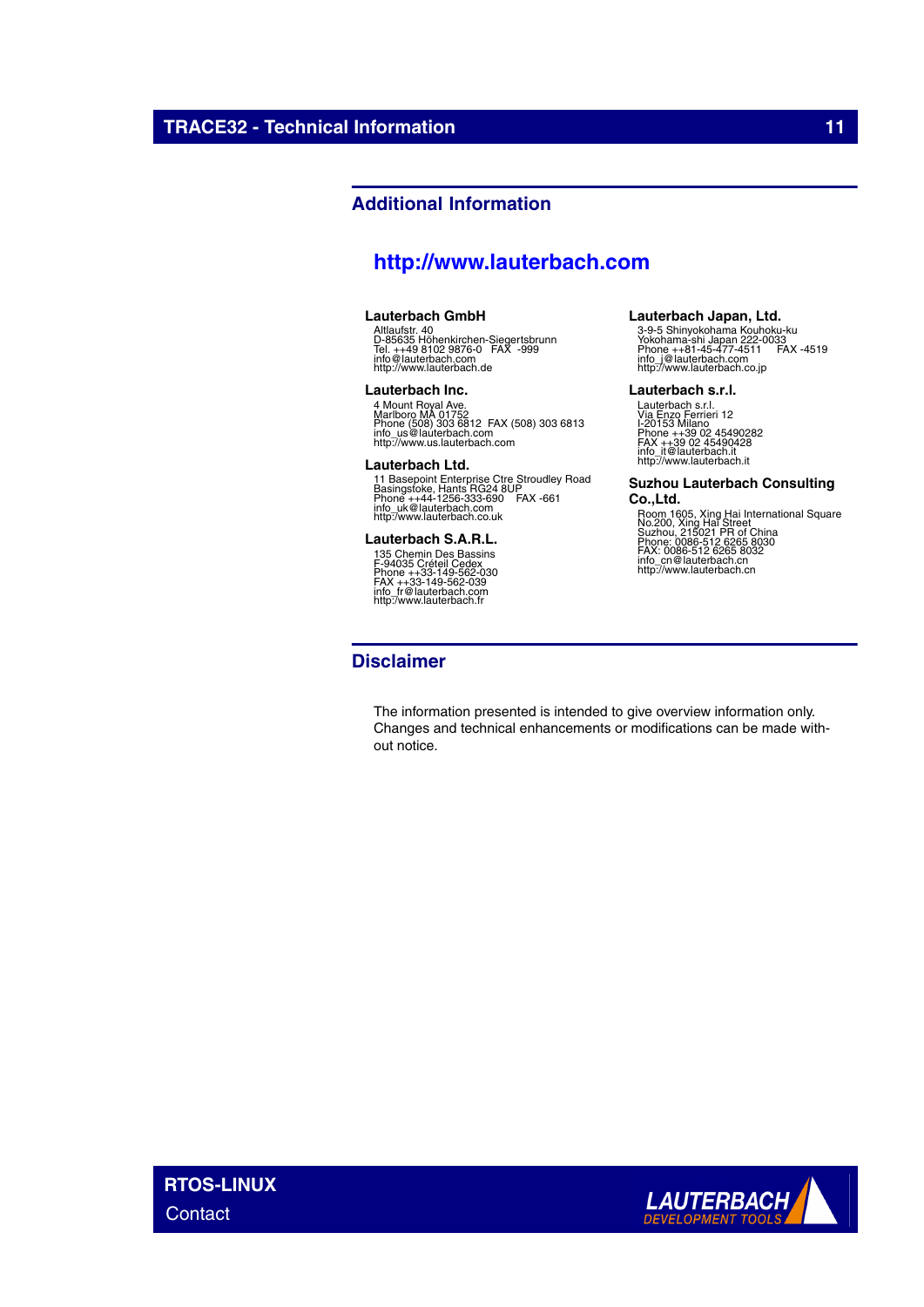## Additional Information

### http://www.lauterbach.com

**Lauterbach GmbH**
Altlaufstr. 40
D-85635 Höhenkirchen-Siegertsbrunn
Tel. ++49 8102 9876-0 FAX -999
info@lauterbach.com
http://www.lauterbach.de

**Lauterbach Inc.**
4 Mount Royal Ave.
Marlboro MA 01752
Phone (508) 303 6812 FAX (508) 303 6813
info_us@lauterbach.com
http://www.us.lauterbach.com

**Lauterbach Ltd.**
11 Basepoint Enterprise Ctre Stroudley Road
Basingstoke, Hants RG24 8UP
Phone ++44-1256-333-690 FAX -661
info_uk@lauterbach.com
http://www.lauterbach.co.uk

**Lauterbach S.A.R.L.**
135 Chemin Des Bassins
F-94035 Créteil Cedex
Phone ++33-149-562-030
FAX ++33-149-562-039
info_fr@lauterbach.com
http://www.lauterbach.fr

**Lauterbach Japan, Ltd.**
3-9-5 Shinyokohama Kouhoku-ku
Yokohama-shi Japan 222-0033
Phone ++81-45-477-4511 FAX -4519
info_j@lauterbach.com
http://www.lauterbach.co.jp

**Lauterbach s.r.l.**
Lauterbach s.r.l.
Via Enzo Ferrieri 12
I-20153 Milano
Phone ++39 02 45490282
FAX ++39 02 45490428
info_it@lauterbach.it
http://www.lauterbach.it

**Suzhou Lauterbach Consulting Co.,Ltd.**
Room 1605, Xing Hai International Square
No.200, Xing Hai Street
Suzhou, 215021 PR of China
Phone: 0086-512 6265 8030
FAX: 0086-512 6265 8032
info_cn@lauterbach.cn
http://www.lauterbach.cn

## Disclaimer

The information presented is intended to give overview information only. Changes and technical enhancements or modifications can be made without notice.